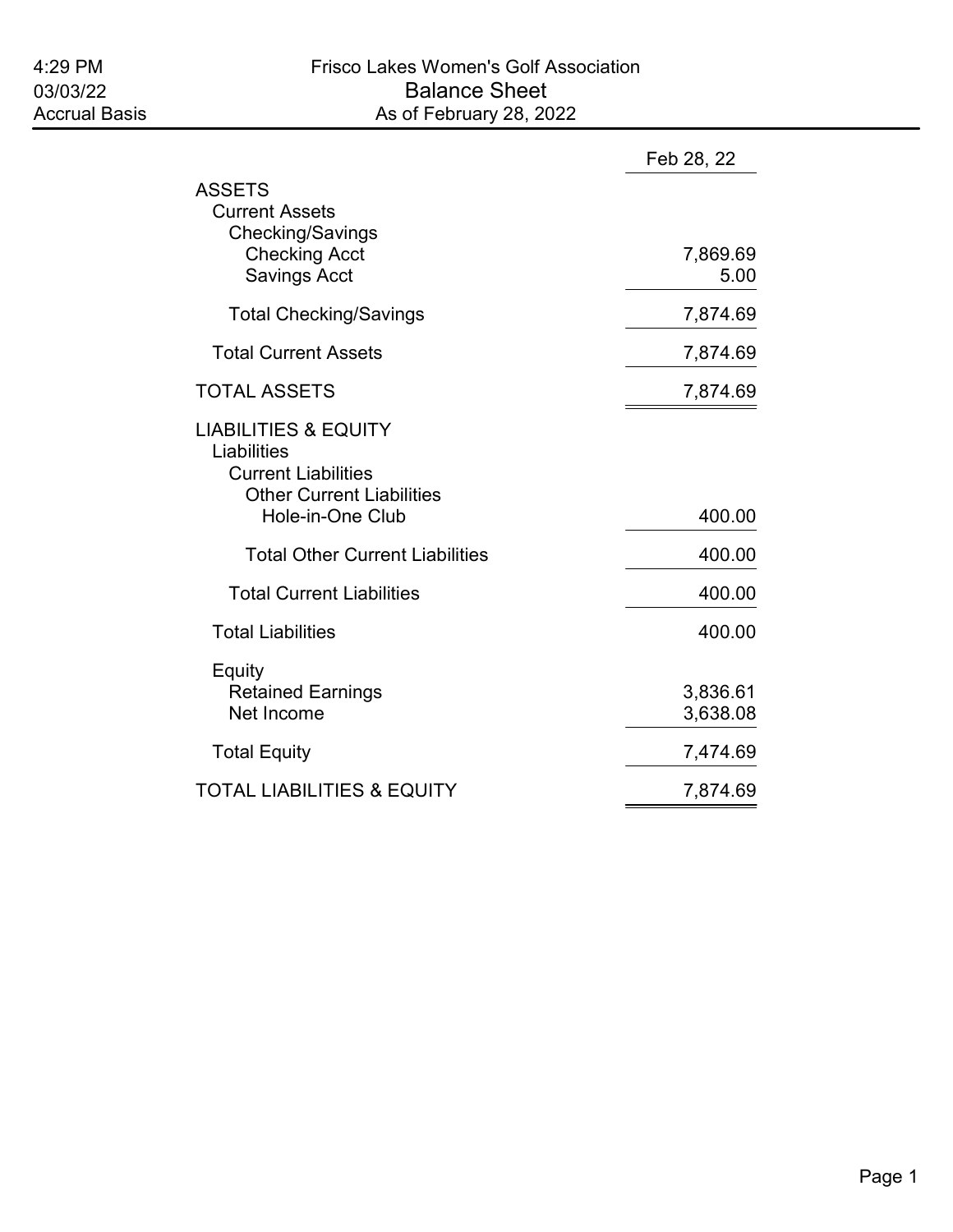4:29 PM
03/03/22
Accrual Basis

# Frisco Lakes Women's Golf Association

## Balance Sheet

As of February 28, 2022

| | Feb 28, 22 |
|---|---|
| ASSETS | |
| Current Assets | |
| Checking/Savings | |
| Checking Acct | 7,869.69 |
| Savings Acct | 5.00 |
| Total Checking/Savings | 7,874.69 |
| Total Current Assets | 7,874.69 |
| TOTAL ASSETS | 7,874.69 |
| LIABILITIES & EQUITY | |
| Liabilities | |
| Current Liabilities | |
| Other Current Liabilities | |
| Hole-in-One Club | 400.00 |
| Total Other Current Liabilities | 400.00 |
| Total Current Liabilities | 400.00 |
| Total Liabilities | 400.00 |
| Equity | |
| Retained Earnings | 3,836.61 |
| Net Income | 3,638.08 |
| Total Equity | 7,474.69 |
| TOTAL LIABILITIES & EQUITY | 7,874.69 |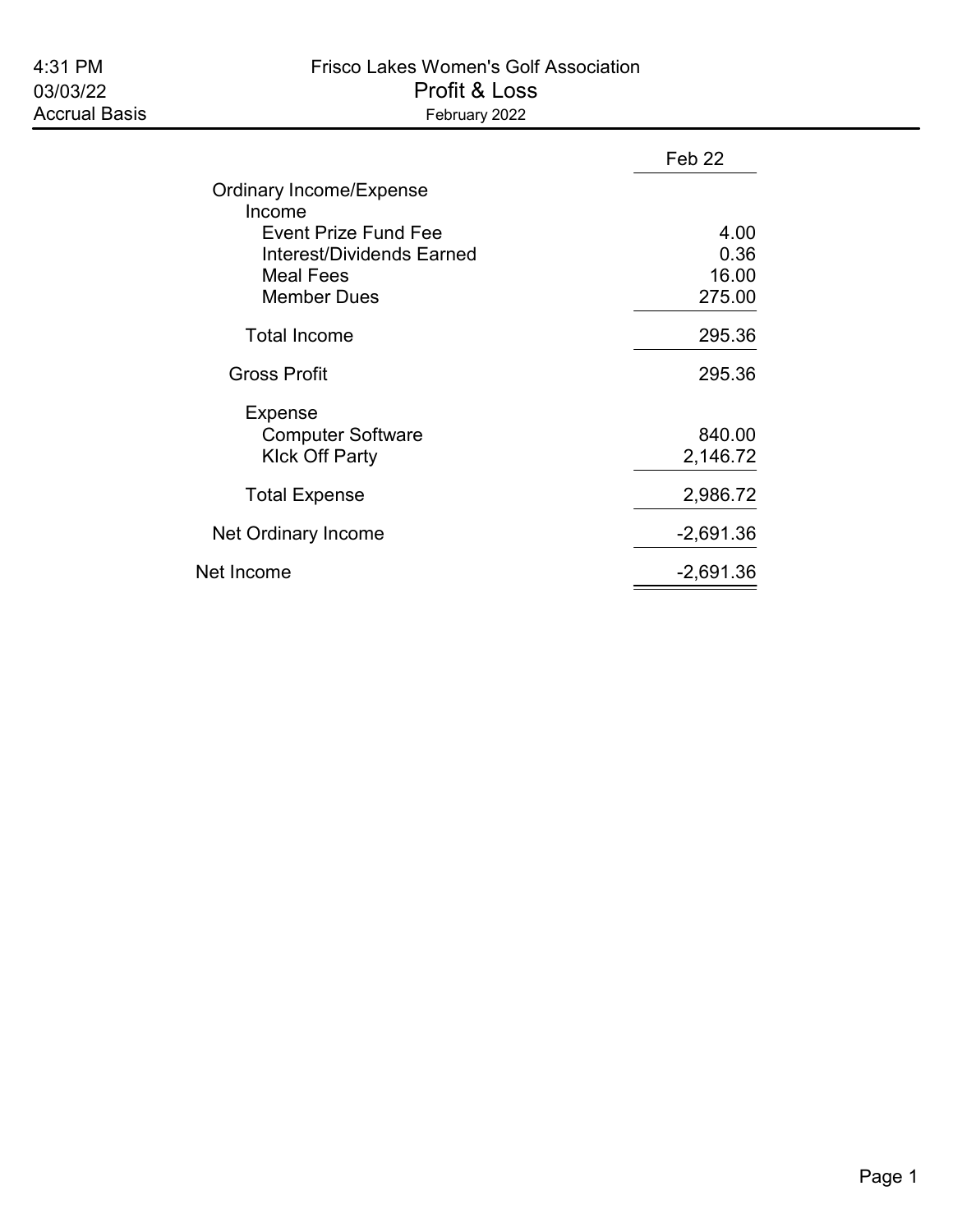4:31 PM
03/03/22
Accrual Basis

# Frisco Lakes Women's Golf Association
## Profit & Loss
February 2022

| | Feb 22 |
|---|---|
| Ordinary Income/Expense | |
| Income | |
| Event Prize Fund Fee | 4.00 |
| Interest/Dividends Earned | 0.36 |
| Meal Fees | 16.00 |
| Member Dues | 275.00 |
| Total Income | 295.36 |
| Gross Profit | 295.36 |
| Expense | |
| Computer Software | 840.00 |
| KIck Off Party | 2,146.72 |
| Total Expense | 2,986.72 |
| Net Ordinary Income | -2,691.36 |
| Net Income | -2,691.36 |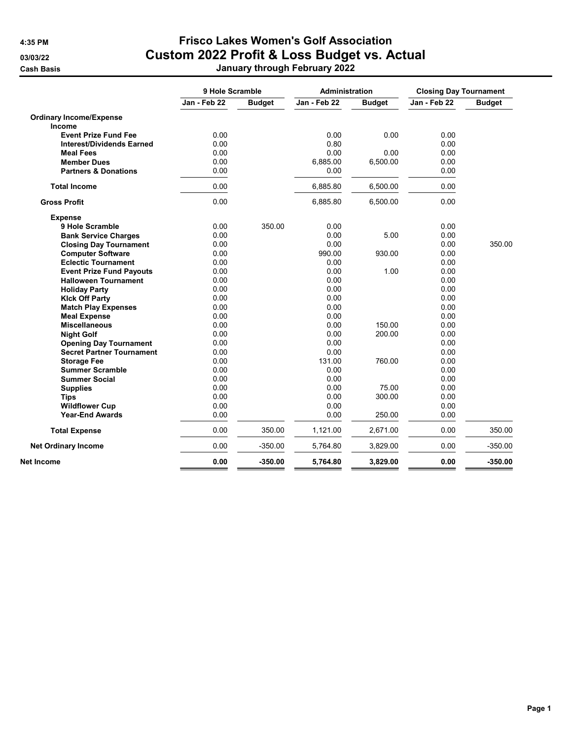# Frisco Lakes Women's Golf Association

## Custom 2022 Profit & Loss Budget vs. Actual

### January through February 2022

4:35 PM
03/03/22
Cash Basis

| | 9 Hole Scramble | | Administration | | Closing Day Tournament | |
|---|---|---|---|---|---|---|
| | Jan - Feb 22 | Budget | Jan - Feb 22 | Budget | Jan - Feb 22 | Budget |
| **Ordinary Income/Expense** | | | | | | |
| **Income** | | | | | | |
| **Event Prize Fund Fee** | 0.00 | | 0.00 | 0.00 | 0.00 | |
| **Interest/Dividends Earned** | 0.00 | | 0.80 | | 0.00 | |
| **Meal Fees** | 0.00 | | 0.00 | 0.00 | 0.00 | |
| **Member Dues** | 0.00 | | 6,885.00 | 6,500.00 | 0.00 | |
| **Partners & Donations** | 0.00 | | 0.00 | | 0.00 | |
| **Total Income** | 0.00 | | 6,885.80 | 6,500.00 | 0.00 | |
| **Gross Profit** | 0.00 | | 6,885.80 | 6,500.00 | 0.00 | |
| **Expense** | | | | | | |
| **9 Hole Scramble** | 0.00 | 350.00 | 0.00 | | 0.00 | |
| **Bank Service Charges** | 0.00 | | 0.00 | 5.00 | 0.00 | |
| **Closing Day Tournament** | 0.00 | | 0.00 | | 0.00 | 350.00 |
| **Computer Software** | 0.00 | | 990.00 | 930.00 | 0.00 | |
| **Eclectic Tournament** | 0.00 | | 0.00 | | 0.00 | |
| **Event Prize Fund Payouts** | 0.00 | | 0.00 | 1.00 | 0.00 | |
| **Halloween Tournament** | 0.00 | | 0.00 | | 0.00 | |
| **Holiday Party** | 0.00 | | 0.00 | | 0.00 | |
| **Klck Off Party** | 0.00 | | 0.00 | | 0.00 | |
| **Match Play Expenses** | 0.00 | | 0.00 | | 0.00 | |
| **Meal Expense** | 0.00 | | 0.00 | | 0.00 | |
| **Miscellaneous** | 0.00 | | 0.00 | 150.00 | 0.00 | |
| **Night Golf** | 0.00 | | 0.00 | 200.00 | 0.00 | |
| **Opening Day Tournament** | 0.00 | | 0.00 | | 0.00 | |
| **Secret Partner Tournament** | 0.00 | | 0.00 | | 0.00 | |
| **Storage Fee** | 0.00 | | 131.00 | 760.00 | 0.00 | |
| **Summer Scramble** | 0.00 | | 0.00 | | 0.00 | |
| **Summer Social** | 0.00 | | 0.00 | | 0.00 | |
| **Supplies** | 0.00 | | 0.00 | 75.00 | 0.00 | |
| **Tips** | 0.00 | | 0.00 | 300.00 | 0.00 | |
| **Wildflower Cup** | 0.00 | | 0.00 | | 0.00 | |
| **Year-End Awards** | 0.00 | | 0.00 | 250.00 | 0.00 | |
| **Total Expense** | 0.00 | 350.00 | 1,121.00 | 2,671.00 | 0.00 | 350.00 |
| **Net Ordinary Income** | 0.00 | -350.00 | 5,764.80 | 3,829.00 | 0.00 | -350.00 |
| **Net Income** | **0.00** | **-350.00** | **5,764.80** | **3,829.00** | **0.00** | **-350.00** |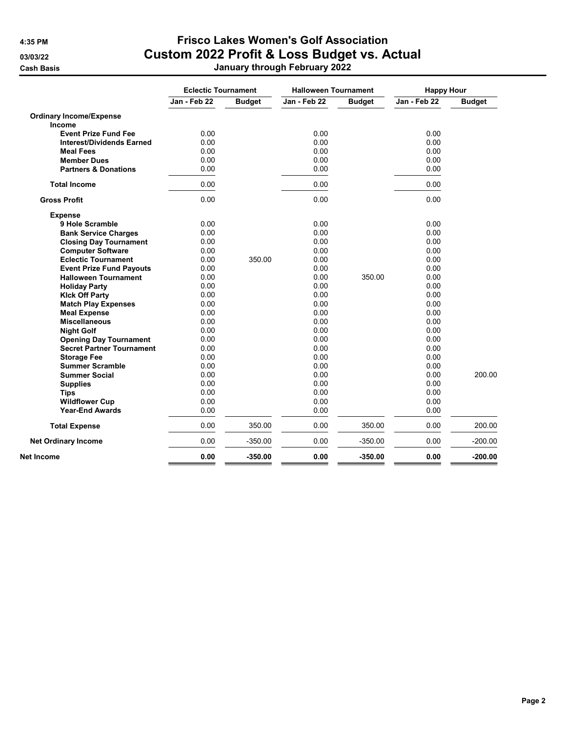# Frisco Lakes Women's Golf Association

## Custom 2022 Profit & Loss Budget vs. Actual

### January through February 2022

4:35 PM

03/03/22

Cash Basis

| | Eclectic Tournament | | Halloween Tournament | | Happy Hour | |
|---|---|---|---|---|---|---|
| | Jan - Feb 22 | Budget | Jan - Feb 22 | Budget | Jan - Feb 22 | Budget |
| **Ordinary Income/Expense** | | | | | | |
| **Income** | | | | | | |
| **Event Prize Fund Fee** | 0.00 | | 0.00 | | 0.00 | |
| **Interest/Dividends Earned** | 0.00 | | 0.00 | | 0.00 | |
| **Meal Fees** | 0.00 | | 0.00 | | 0.00 | |
| **Member Dues** | 0.00 | | 0.00 | | 0.00 | |
| **Partners & Donations** | 0.00 | | 0.00 | | 0.00 | |
| **Total Income** | 0.00 | | 0.00 | | 0.00 | |
| **Gross Profit** | 0.00 | | 0.00 | | 0.00 | |
| **Expense** | | | | | | |
| **9 Hole Scramble** | 0.00 | | 0.00 | | 0.00 | |
| **Bank Service Charges** | 0.00 | | 0.00 | | 0.00 | |
| **Closing Day Tournament** | 0.00 | | 0.00 | | 0.00 | |
| **Computer Software** | 0.00 | | 0.00 | | 0.00 | |
| **Eclectic Tournament** | 0.00 | 350.00 | 0.00 | | 0.00 | |
| **Event Prize Fund Payouts** | 0.00 | | 0.00 | | 0.00 | |
| **Halloween Tournament** | 0.00 | | 0.00 | 350.00 | 0.00 | |
| **Holiday Party** | 0.00 | | 0.00 | | 0.00 | |
| **Klck Off Party** | 0.00 | | 0.00 | | 0.00 | |
| **Match Play Expenses** | 0.00 | | 0.00 | | 0.00 | |
| **Meal Expense** | 0.00 | | 0.00 | | 0.00 | |
| **Miscellaneous** | 0.00 | | 0.00 | | 0.00 | |
| **Night Golf** | 0.00 | | 0.00 | | 0.00 | |
| **Opening Day Tournament** | 0.00 | | 0.00 | | 0.00 | |
| **Secret Partner Tournament** | 0.00 | | 0.00 | | 0.00 | |
| **Storage Fee** | 0.00 | | 0.00 | | 0.00 | |
| **Summer Scramble** | 0.00 | | 0.00 | | 0.00 | |
| **Summer Social** | 0.00 | | 0.00 | | 0.00 | 200.00 |
| **Supplies** | 0.00 | | 0.00 | | 0.00 | |
| **Tips** | 0.00 | | 0.00 | | 0.00 | |
| **Wildflower Cup** | 0.00 | | 0.00 | | 0.00 | |
| **Year-End Awards** | 0.00 | | 0.00 | | 0.00 | |
| **Total Expense** | 0.00 | 350.00 | 0.00 | 350.00 | 0.00 | 200.00 |
| **Net Ordinary Income** | 0.00 | -350.00 | 0.00 | -350.00 | 0.00 | -200.00 |
| **Net Income** | **0.00** | **-350.00** | **0.00** | **-350.00** | **0.00** | **-200.00** |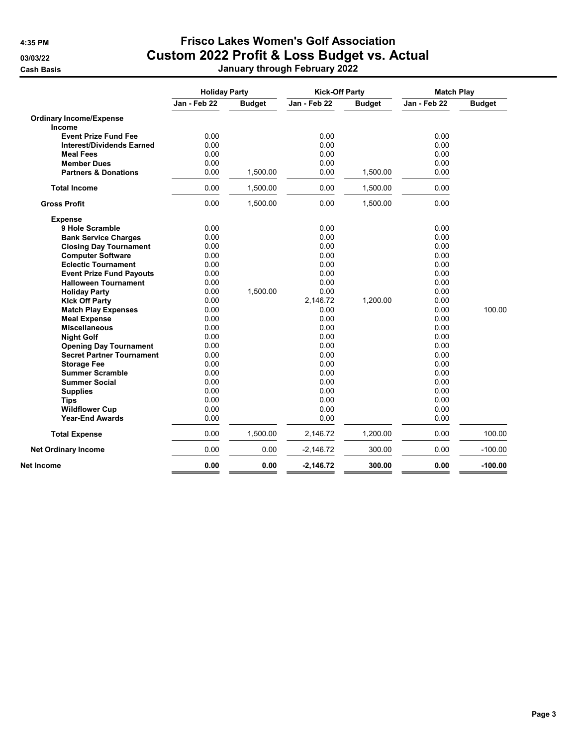# Frisco Lakes Women's Golf Association

## Custom 2022 Profit & Loss Budget vs. Actual

4:35 PM
03/03/22
Cash Basis

**January through February 2022**

| | Holiday Party | | Kick-Off Party | | Match Play | |
|---|---|---|---|---|---|---|
| | Jan - Feb 22 | Budget | Jan - Feb 22 | Budget | Jan - Feb 22 | Budget |
| **Ordinary Income/Expense** | | | | | | |
| **Income** | | | | | | |
| **Event Prize Fund Fee** | 0.00 | | 0.00 | | 0.00 | |
| **Interest/Dividends Earned** | 0.00 | | 0.00 | | 0.00 | |
| **Meal Fees** | 0.00 | | 0.00 | | 0.00 | |
| **Member Dues** | 0.00 | | 0.00 | | 0.00 | |
| **Partners & Donations** | 0.00 | 1,500.00 | 0.00 | 1,500.00 | 0.00 | |
| **Total Income** | 0.00 | 1,500.00 | 0.00 | 1,500.00 | 0.00 | |
| **Gross Profit** | 0.00 | 1,500.00 | 0.00 | 1,500.00 | 0.00 | |
| **Expense** | | | | | | |
| **9 Hole Scramble** | 0.00 | | 0.00 | | 0.00 | |
| **Bank Service Charges** | 0.00 | | 0.00 | | 0.00 | |
| **Closing Day Tournament** | 0.00 | | 0.00 | | 0.00 | |
| **Computer Software** | 0.00 | | 0.00 | | 0.00 | |
| **Eclectic Tournament** | 0.00 | | 0.00 | | 0.00 | |
| **Event Prize Fund Payouts** | 0.00 | | 0.00 | | 0.00 | |
| **Halloween Tournament** | 0.00 | | 0.00 | | 0.00 | |
| **Holiday Party** | 0.00 | 1,500.00 | 0.00 | | 0.00 | |
| **Klck Off Party** | 0.00 | | 2,146.72 | 1,200.00 | 0.00 | |
| **Match Play Expenses** | 0.00 | | 0.00 | | 0.00 | 100.00 |
| **Meal Expense** | 0.00 | | 0.00 | | 0.00 | |
| **Miscellaneous** | 0.00 | | 0.00 | | 0.00 | |
| **Night Golf** | 0.00 | | 0.00 | | 0.00 | |
| **Opening Day Tournament** | 0.00 | | 0.00 | | 0.00 | |
| **Secret Partner Tournament** | 0.00 | | 0.00 | | 0.00 | |
| **Storage Fee** | 0.00 | | 0.00 | | 0.00 | |
| **Summer Scramble** | 0.00 | | 0.00 | | 0.00 | |
| **Summer Social** | 0.00 | | 0.00 | | 0.00 | |
| **Supplies** | 0.00 | | 0.00 | | 0.00 | |
| **Tips** | 0.00 | | 0.00 | | 0.00 | |
| **Wildflower Cup** | 0.00 | | 0.00 | | 0.00 | |
| **Year-End Awards** | 0.00 | | 0.00 | | 0.00 | |
| **Total Expense** | 0.00 | 1,500.00 | 2,146.72 | 1,200.00 | 0.00 | 100.00 |
| **Net Ordinary Income** | 0.00 | 0.00 | -2,146.72 | 300.00 | 0.00 | -100.00 |
| **Net Income** | **0.00** | **0.00** | **-2,146.72** | **300.00** | **0.00** | **-100.00** |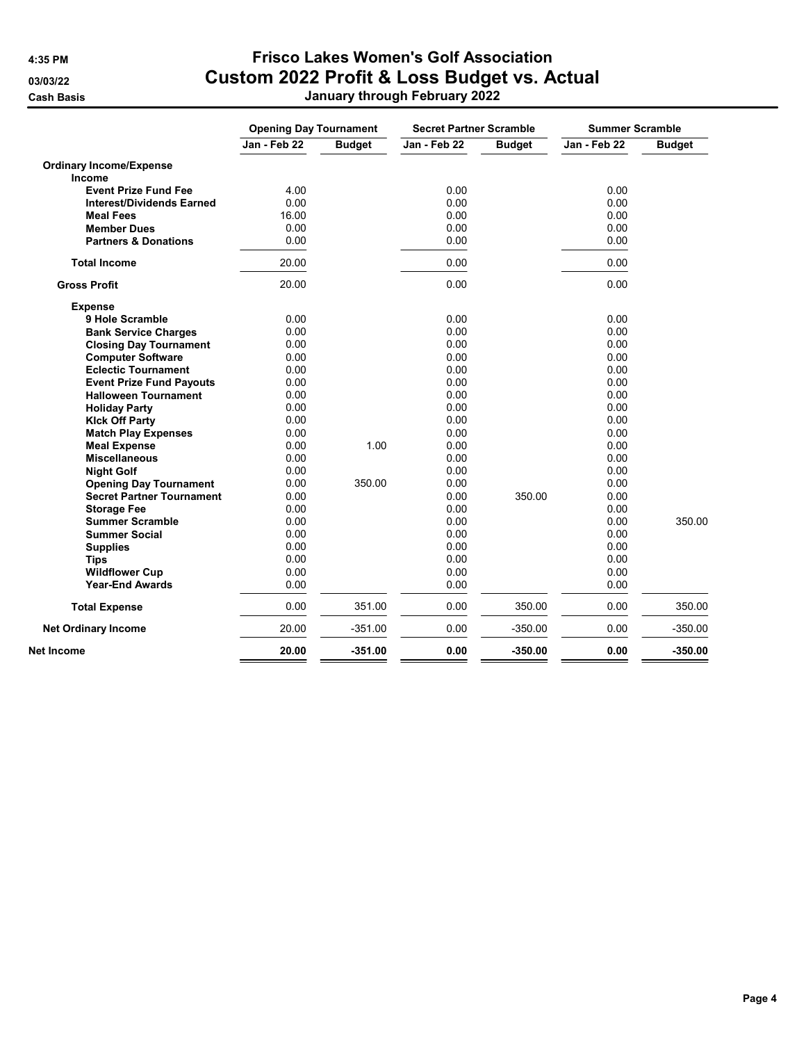# Frisco Lakes Women's Golf Association

## Custom 2022 Profit & Loss Budget vs. Actual

### January through February 2022

4:35 PM
03/03/22
Cash Basis

| | Opening Day Tournament | | Secret Partner Scramble | | Summer Scramble | |
|---|---|---|---|---|---|---|
| | Jan - Feb 22 | Budget | Jan - Feb 22 | Budget | Jan - Feb 22 | Budget |
| **Ordinary Income/Expense** | | | | | | |
| **Income** | | | | | | |
| **Event Prize Fund Fee** | 4.00 | | 0.00 | | 0.00 | |
| **Interest/Dividends Earned** | 0.00 | | 0.00 | | 0.00 | |
| **Meal Fees** | 16.00 | | 0.00 | | 0.00 | |
| **Member Dues** | 0.00 | | 0.00 | | 0.00 | |
| **Partners & Donations** | 0.00 | | 0.00 | | 0.00 | |
| **Total Income** | 20.00 | | 0.00 | | 0.00 | |
| **Gross Profit** | 20.00 | | 0.00 | | 0.00 | |
| **Expense** | | | | | | |
| **9 Hole Scramble** | 0.00 | | 0.00 | | 0.00 | |
| **Bank Service Charges** | 0.00 | | 0.00 | | 0.00 | |
| **Closing Day Tournament** | 0.00 | | 0.00 | | 0.00 | |
| **Computer Software** | 0.00 | | 0.00 | | 0.00 | |
| **Eclectic Tournament** | 0.00 | | 0.00 | | 0.00 | |
| **Event Prize Fund Payouts** | 0.00 | | 0.00 | | 0.00 | |
| **Halloween Tournament** | 0.00 | | 0.00 | | 0.00 | |
| **Holiday Party** | 0.00 | | 0.00 | | 0.00 | |
| **KIck Off Party** | 0.00 | | 0.00 | | 0.00 | |
| **Match Play Expenses** | 0.00 | | 0.00 | | 0.00 | |
| **Meal Expense** | 0.00 | 1.00 | 0.00 | | 0.00 | |
| **Miscellaneous** | 0.00 | | 0.00 | | 0.00 | |
| **Night Golf** | 0.00 | | 0.00 | | 0.00 | |
| **Opening Day Tournament** | 0.00 | 350.00 | 0.00 | | 0.00 | |
| **Secret Partner Tournament** | 0.00 | | 0.00 | 350.00 | 0.00 | |
| **Storage Fee** | 0.00 | | 0.00 | | 0.00 | |
| **Summer Scramble** | 0.00 | | 0.00 | | 0.00 | 350.00 |
| **Summer Social** | 0.00 | | 0.00 | | 0.00 | |
| **Supplies** | 0.00 | | 0.00 | | 0.00 | |
| **Tips** | 0.00 | | 0.00 | | 0.00 | |
| **Wildflower Cup** | 0.00 | | 0.00 | | 0.00 | |
| **Year-End Awards** | 0.00 | | 0.00 | | 0.00 | |
| **Total Expense** | 0.00 | 351.00 | 0.00 | 350.00 | 0.00 | 350.00 |
| **Net Ordinary Income** | 20.00 | -351.00 | 0.00 | -350.00 | 0.00 | -350.00 |
| **Net Income** | **20.00** | **-351.00** | **0.00** | **-350.00** | **0.00** | **-350.00** |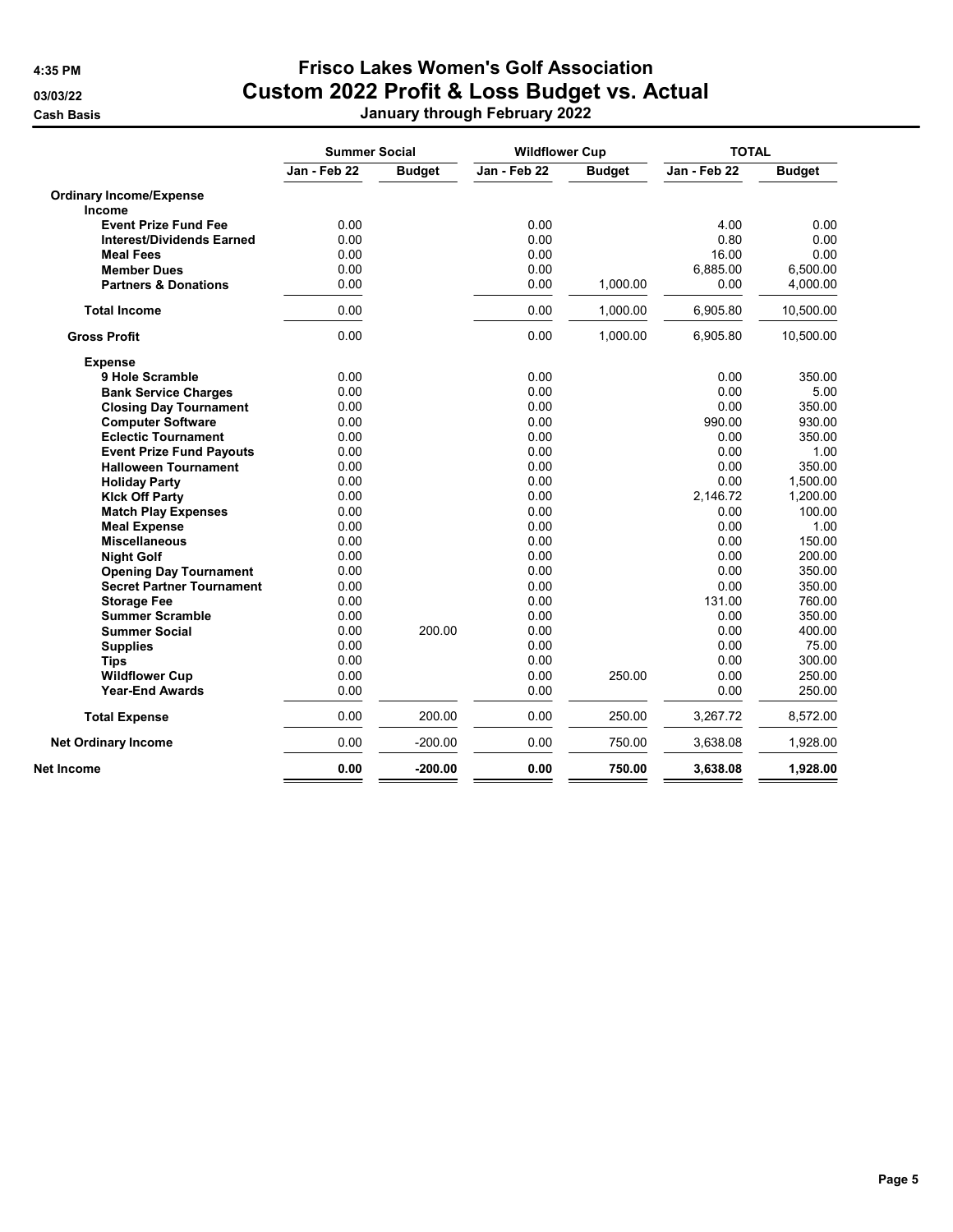# Frisco Lakes Women's Golf Association

## Custom 2022 Profit & Loss Budget vs. Actual

### January through February 2022

4:35 PM
03/03/22
Cash Basis

| | Summer Social | | Wildflower Cup | | TOTAL | |
|---|---|---|---|---|---|---|
| | Jan - Feb 22 | Budget | Jan - Feb 22 | Budget | Jan - Feb 22 | Budget |
| **Ordinary Income/Expense** | | | | | | |
| **Income** | | | | | | |
| **Event Prize Fund Fee** | 0.00 | | 0.00 | | 4.00 | 0.00 |
| **Interest/Dividends Earned** | 0.00 | | 0.00 | | 0.80 | 0.00 |
| **Meal Fees** | 0.00 | | 0.00 | | 16.00 | 0.00 |
| **Member Dues** | 0.00 | | 0.00 | | 6,885.00 | 6,500.00 |
| **Partners & Donations** | 0.00 | | 0.00 | 1,000.00 | 0.00 | 4,000.00 |
| **Total Income** | 0.00 | | 0.00 | 1,000.00 | 6,905.80 | 10,500.00 |
| **Gross Profit** | 0.00 | | 0.00 | 1,000.00 | 6,905.80 | 10,500.00 |
| **Expense** | | | | | | |
| **9 Hole Scramble** | 0.00 | | 0.00 | | 0.00 | 350.00 |
| **Bank Service Charges** | 0.00 | | 0.00 | | 0.00 | 5.00 |
| **Closing Day Tournament** | 0.00 | | 0.00 | | 0.00 | 350.00 |
| **Computer Software** | 0.00 | | 0.00 | | 990.00 | 930.00 |
| **Eclectic Tournament** | 0.00 | | 0.00 | | 0.00 | 350.00 |
| **Event Prize Fund Payouts** | 0.00 | | 0.00 | | 0.00 | 1.00 |
| **Halloween Tournament** | 0.00 | | 0.00 | | 0.00 | 350.00 |
| **Holiday Party** | 0.00 | | 0.00 | | 0.00 | 1,500.00 |
| **Klck Off Party** | 0.00 | | 0.00 | | 2,146.72 | 1,200.00 |
| **Match Play Expenses** | 0.00 | | 0.00 | | 0.00 | 100.00 |
| **Meal Expense** | 0.00 | | 0.00 | | 0.00 | 1.00 |
| **Miscellaneous** | 0.00 | | 0.00 | | 0.00 | 150.00 |
| **Night Golf** | 0.00 | | 0.00 | | 0.00 | 200.00 |
| **Opening Day Tournament** | 0.00 | | 0.00 | | 0.00 | 350.00 |
| **Secret Partner Tournament** | 0.00 | | 0.00 | | 0.00 | 350.00 |
| **Storage Fee** | 0.00 | | 0.00 | | 131.00 | 760.00 |
| **Summer Scramble** | 0.00 | | 0.00 | | 0.00 | 350.00 |
| **Summer Social** | 0.00 | 200.00 | 0.00 | | 0.00 | 400.00 |
| **Supplies** | 0.00 | | 0.00 | | 0.00 | 75.00 |
| **Tips** | 0.00 | | 0.00 | | 0.00 | 300.00 |
| **Wildflower Cup** | 0.00 | | 0.00 | 250.00 | 0.00 | 250.00 |
| **Year-End Awards** | 0.00 | | 0.00 | | 0.00 | 250.00 |
| **Total Expense** | 0.00 | 200.00 | 0.00 | 250.00 | 3,267.72 | 8,572.00 |
| **Net Ordinary Income** | 0.00 | -200.00 | 0.00 | 750.00 | 3,638.08 | 1,928.00 |
| **Net Income** | **0.00** | **-200.00** | **0.00** | **750.00** | **3,638.08** | **1,928.00** |